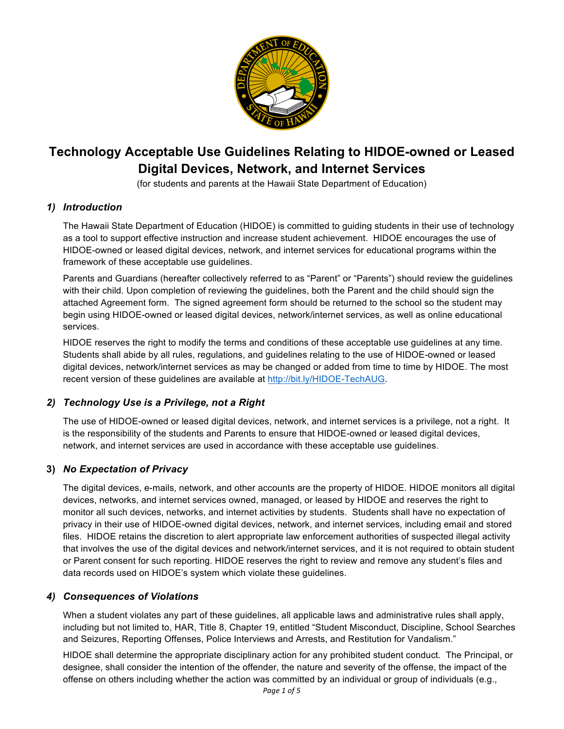# Technology Acceptable Use Guidelines Relating to HIDOE-owned or Leased Digital Devices, Network, and Internet Services

(for students and parents at the Hawaii State Department of Education)

## 1) *Introduction*

The Hawaii State Department of Education (HIDOE) is committed to guiding students in their use of technology as a tool to support effective instruction and increase student achievement. HIDOE encourages the use of HIDOE-owned or leased digital devices, network, and internet services for educational programs within the framework of these acceptable use guidelines.

Parents and Guardians (hereafter collectively referred to as "Parent" or "Parents") should review the guidelines with their child. Upon completion of reviewing the guidelines, both the Parent and the child should sign the attached Agreement form. The signed agreement form should be returned to the school so the student may begin using HIDOE-owned or leased digital devices, network/internet services, as well as online educational services.

HIDOE reserves the right to modify the terms and conditions of these acceptable use guidelines at any time. Students shall abide by all rules, regulations, and guidelines relating to the use of HIDOE-owned or leased digital devices, network/internet services as may be changed or added from time to time by HIDOE. The most recent version of these guidelines are available at http://bit.ly/HIDOE-TechAUG.

## 2) *Technology Use is a Privilege, not a Right*

The use of HIDOE-owned or leased digital devices, network, and internet services is a privilege, not a right. It is the responsibility of the students and Parents to ensure that HIDOE-owned or leased digital devices, network, and internet services are used in accordance with these acceptable use guidelines.

## 3) *No Expectation of Privacy*

The digital devices, e-mails, network, and other accounts are the property of HIDOE. HIDOE monitors all digital devices, networks, and internet services owned, managed, or leased by HIDOE and reserves the right to monitor all such devices, networks, and internet activities by students. Students shall have no expectation of privacy in their use of HIDOE-owned digital devices, network, and internet services, including email and stored files. HIDOE retains the discretion to alert appropriate law enforcement authorities of suspected illegal activity that involves the use of the digital devices and network/internet services, and it is not required to obtain student or Parent consent for such reporting. HIDOE reserves the right to review and remove any student's files and data records used on HIDOE's system which violate these guidelines.

## 4) *Consequences of Violations*

When a student violates any part of these guidelines, all applicable laws and administrative rules shall apply, including but not limited to, HAR, Title 8, Chapter 19, entitled "Student Misconduct, Discipline, School Searches and Seizures, Reporting Offenses, Police Interviews and Arrests, and Restitution for Vandalism."

HIDOE shall determine the appropriate disciplinary action for any prohibited student conduct. The Principal, or designee, shall consider the intention of the offender, the nature and severity of the offense, the impact of the offense on others including whether the action was committed by an individual or group of individuals (e.g.,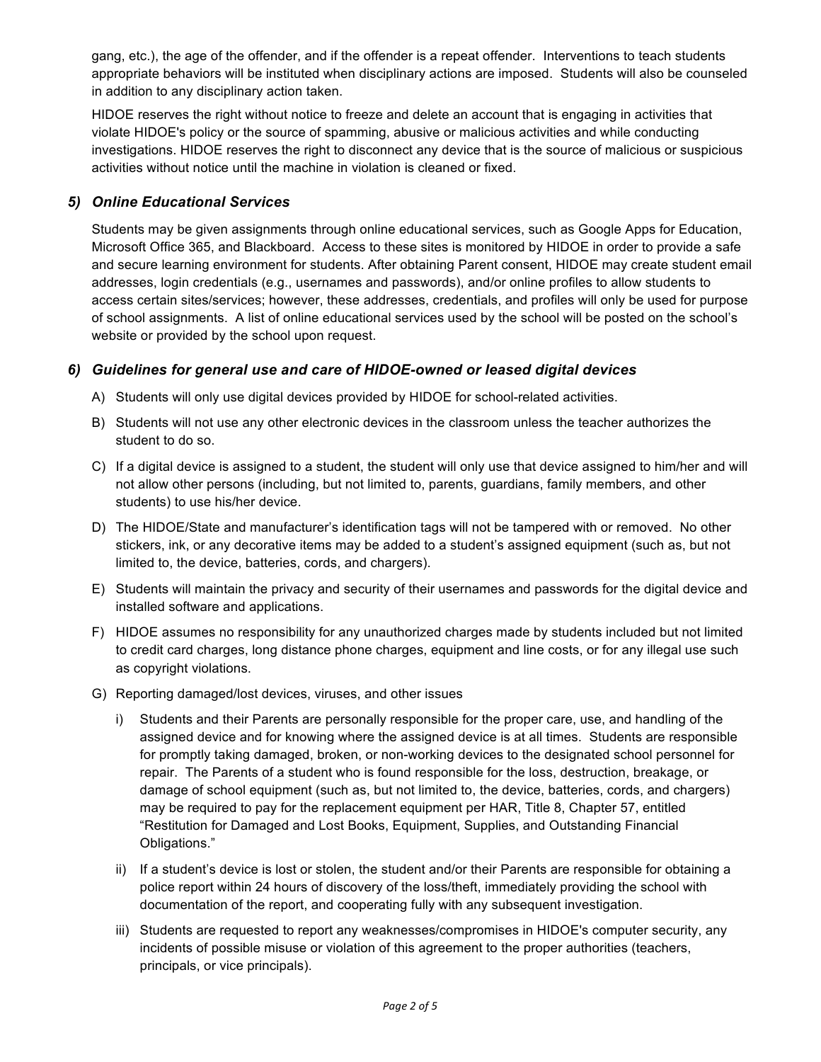gang, etc.), the age of the offender, and if the offender is a repeat offender. Interventions to teach students appropriate behaviors will be instituted when disciplinary actions are imposed. Students will also be counseled in addition to any disciplinary action taken.

HIDOE reserves the right without notice to freeze and delete an account that is engaging in activities that violate HIDOE's policy or the source of spamming, abusive or malicious activities and while conducting investigations. HIDOE reserves the right to disconnect any device that is the source of malicious or suspicious activities without notice until the machine in violation is cleaned or fixed.

### *5) Online Educational Services*

Students may be given assignments through online educational services, such as Google Apps for Education, Microsoft Office 365, and Blackboard. Access to these sites is monitored by HIDOE in order to provide a safe and secure learning environment for students. After obtaining Parent consent, HIDOE may create student email addresses, login credentials (e.g., usernames and passwords), and/or online profiles to allow students to access certain sites/services; however, these addresses, credentials, and profiles will only be used for purpose of school assignments. A list of online educational services used by the school will be posted on the school's website or provided by the school upon request.

### *6) Guidelines for general use and care of HIDOE-owned or leased digital devices*

A) Students will only use digital devices provided by HIDOE for school-related activities.

B) Students will not use any other electronic devices in the classroom unless the teacher authorizes the student to do so.

C) If a digital device is assigned to a student, the student will only use that device assigned to him/her and will not allow other persons (including, but not limited to, parents, guardians, family members, and other students) to use his/her device.

D) The HIDOE/State and manufacturer's identification tags will not be tampered with or removed. No other stickers, ink, or any decorative items may be added to a student's assigned equipment (such as, but not limited to, the device, batteries, cords, and chargers).

E) Students will maintain the privacy and security of their usernames and passwords for the digital device and installed software and applications.

F) HIDOE assumes no responsibility for any unauthorized charges made by students included but not limited to credit card charges, long distance phone charges, equipment and line costs, or for any illegal use such as copyright violations.

G) Reporting damaged/lost devices, viruses, and other issues

i) Students and their Parents are personally responsible for the proper care, use, and handling of the assigned device and for knowing where the assigned device is at all times. Students are responsible for promptly taking damaged, broken, or non-working devices to the designated school personnel for repair. The Parents of a student who is found responsible for the loss, destruction, breakage, or damage of school equipment (such as, but not limited to, the device, batteries, cords, and chargers) may be required to pay for the replacement equipment per HAR, Title 8, Chapter 57, entitled "Restitution for Damaged and Lost Books, Equipment, Supplies, and Outstanding Financial Obligations."

ii) If a student's device is lost or stolen, the student and/or their Parents are responsible for obtaining a police report within 24 hours of discovery of the loss/theft, immediately providing the school with documentation of the report, and cooperating fully with any subsequent investigation.

iii) Students are requested to report any weaknesses/compromises in HIDOE's computer security, any incidents of possible misuse or violation of this agreement to the proper authorities (teachers, principals, or vice principals).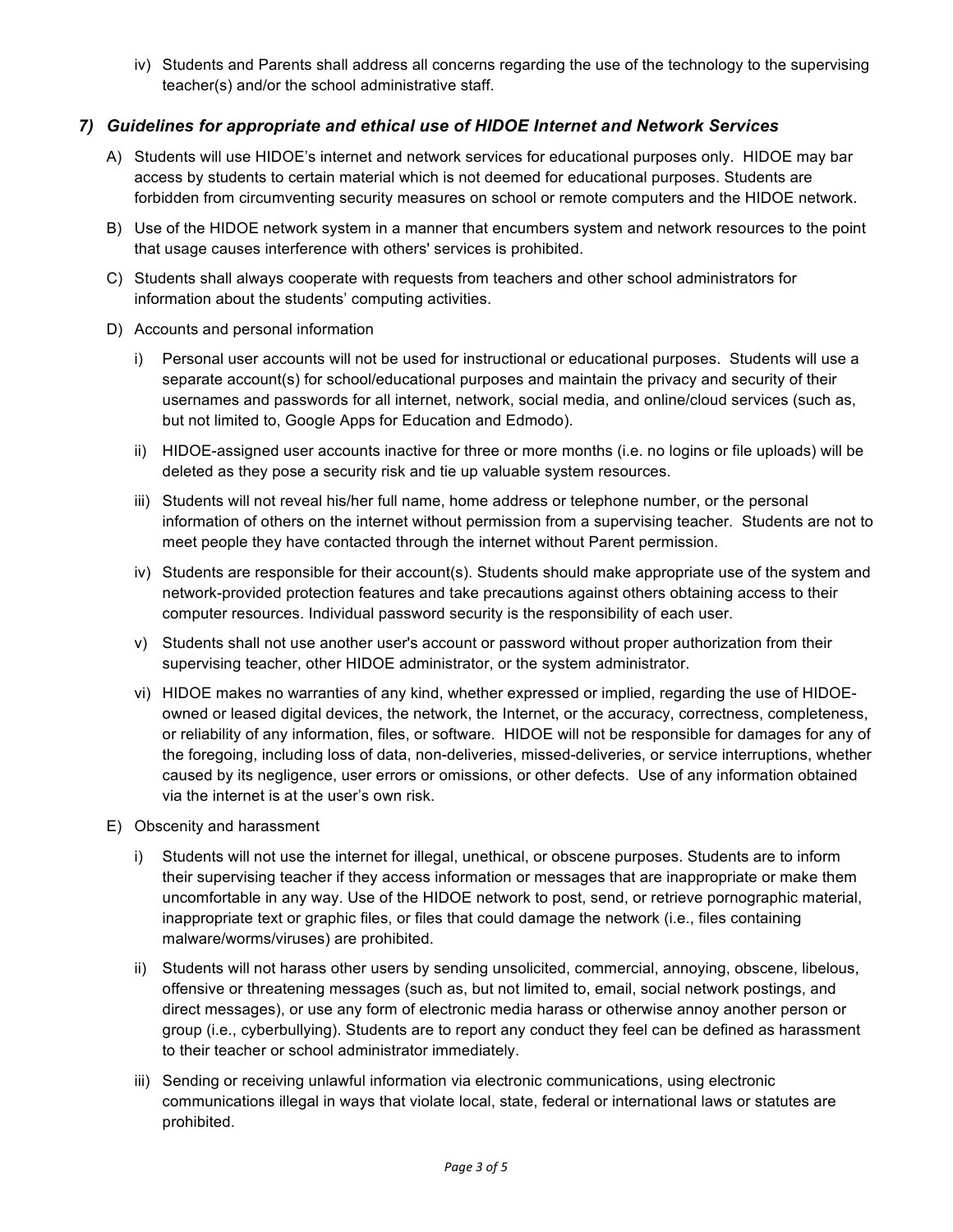iv) Students and Parents shall address all concerns regarding the use of the technology to the supervising teacher(s) and/or the school administrative staff.

### *7) Guidelines for appropriate and ethical use of HIDOE Internet and Network Services*

A) Students will use HIDOE's internet and network services for educational purposes only. HIDOE may bar access by students to certain material which is not deemed for educational purposes. Students are forbidden from circumventing security measures on school or remote computers and the HIDOE network.

B) Use of the HIDOE network system in a manner that encumbers system and network resources to the point that usage causes interference with others' services is prohibited.

C) Students shall always cooperate with requests from teachers and other school administrators for information about the students' computing activities.

D) Accounts and personal information

i) Personal user accounts will not be used for instructional or educational purposes. Students will use a separate account(s) for school/educational purposes and maintain the privacy and security of their usernames and passwords for all internet, network, social media, and online/cloud services (such as, but not limited to, Google Apps for Education and Edmodo).

ii) HIDOE-assigned user accounts inactive for three or more months (i.e. no logins or file uploads) will be deleted as they pose a security risk and tie up valuable system resources.

iii) Students will not reveal his/her full name, home address or telephone number, or the personal information of others on the internet without permission from a supervising teacher. Students are not to meet people they have contacted through the internet without Parent permission.

iv) Students are responsible for their account(s). Students should make appropriate use of the system and network-provided protection features and take precautions against others obtaining access to their computer resources. Individual password security is the responsibility of each user.

v) Students shall not use another user's account or password without proper authorization from their supervising teacher, other HIDOE administrator, or the system administrator.

vi) HIDOE makes no warranties of any kind, whether expressed or implied, regarding the use of HIDOE-owned or leased digital devices, the network, the Internet, or the accuracy, correctness, completeness, or reliability of any information, files, or software. HIDOE will not be responsible for damages for any of the foregoing, including loss of data, non-deliveries, missed-deliveries, or service interruptions, whether caused by its negligence, user errors or omissions, or other defects. Use of any information obtained via the internet is at the user's own risk.

E) Obscenity and harassment

i) Students will not use the internet for illegal, unethical, or obscene purposes. Students are to inform their supervising teacher if they access information or messages that are inappropriate or make them uncomfortable in any way. Use of the HIDOE network to post, send, or retrieve pornographic material, inappropriate text or graphic files, or files that could damage the network (i.e., files containing malware/worms/viruses) are prohibited.

ii) Students will not harass other users by sending unsolicited, commercial, annoying, obscene, libelous, offensive or threatening messages (such as, but not limited to, email, social network postings, and direct messages), or use any form of electronic media harass or otherwise annoy another person or group (i.e., cyberbullying). Students are to report any conduct they feel can be defined as harassment to their teacher or school administrator immediately.

iii) Sending or receiving unlawful information via electronic communications, using electronic communications illegal in ways that violate local, state, federal or international laws or statutes are prohibited.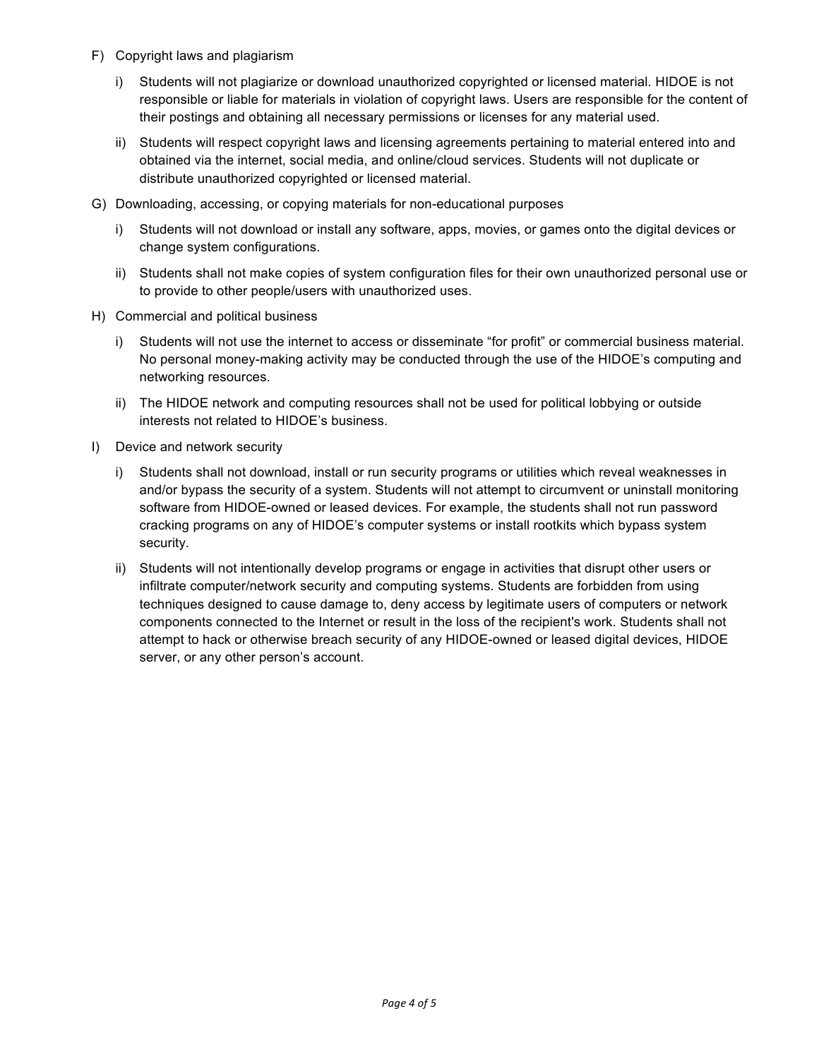F) Copyright laws and plagiarism

   i) Students will not plagiarize or download unauthorized copyrighted or licensed material. HIDOE is not responsible or liable for materials in violation of copyright laws. Users are responsible for the content of their postings and obtaining all necessary permissions or licenses for any material used.

   ii) Students will respect copyright laws and licensing agreements pertaining to material entered into and obtained via the internet, social media, and online/cloud services. Students will not duplicate or distribute unauthorized copyrighted or licensed material.

G) Downloading, accessing, or copying materials for non-educational purposes

   i) Students will not download or install any software, apps, movies, or games onto the digital devices or change system configurations.

   ii) Students shall not make copies of system configuration files for their own unauthorized personal use or to provide to other people/users with unauthorized uses.

H) Commercial and political business

   i) Students will not use the internet to access or disseminate "for profit" or commercial business material. No personal money-making activity may be conducted through the use of the HIDOE's computing and networking resources.

   ii) The HIDOE network and computing resources shall not be used for political lobbying or outside interests not related to HIDOE's business.

I) Device and network security

   i) Students shall not download, install or run security programs or utilities which reveal weaknesses in and/or bypass the security of a system. Students will not attempt to circumvent or uninstall monitoring software from HIDOE-owned or leased devices. For example, the students shall not run password cracking programs on any of HIDOE's computer systems or install rootkits which bypass system security.

   ii) Students will not intentionally develop programs or engage in activities that disrupt other users or infiltrate computer/network security and computing systems. Students are forbidden from using techniques designed to cause damage to, deny access by legitimate users of computers or network components connected to the Internet or result in the loss of the recipient's work. Students shall not attempt to hack or otherwise breach security of any HIDOE-owned or leased digital devices, HIDOE server, or any other person's account.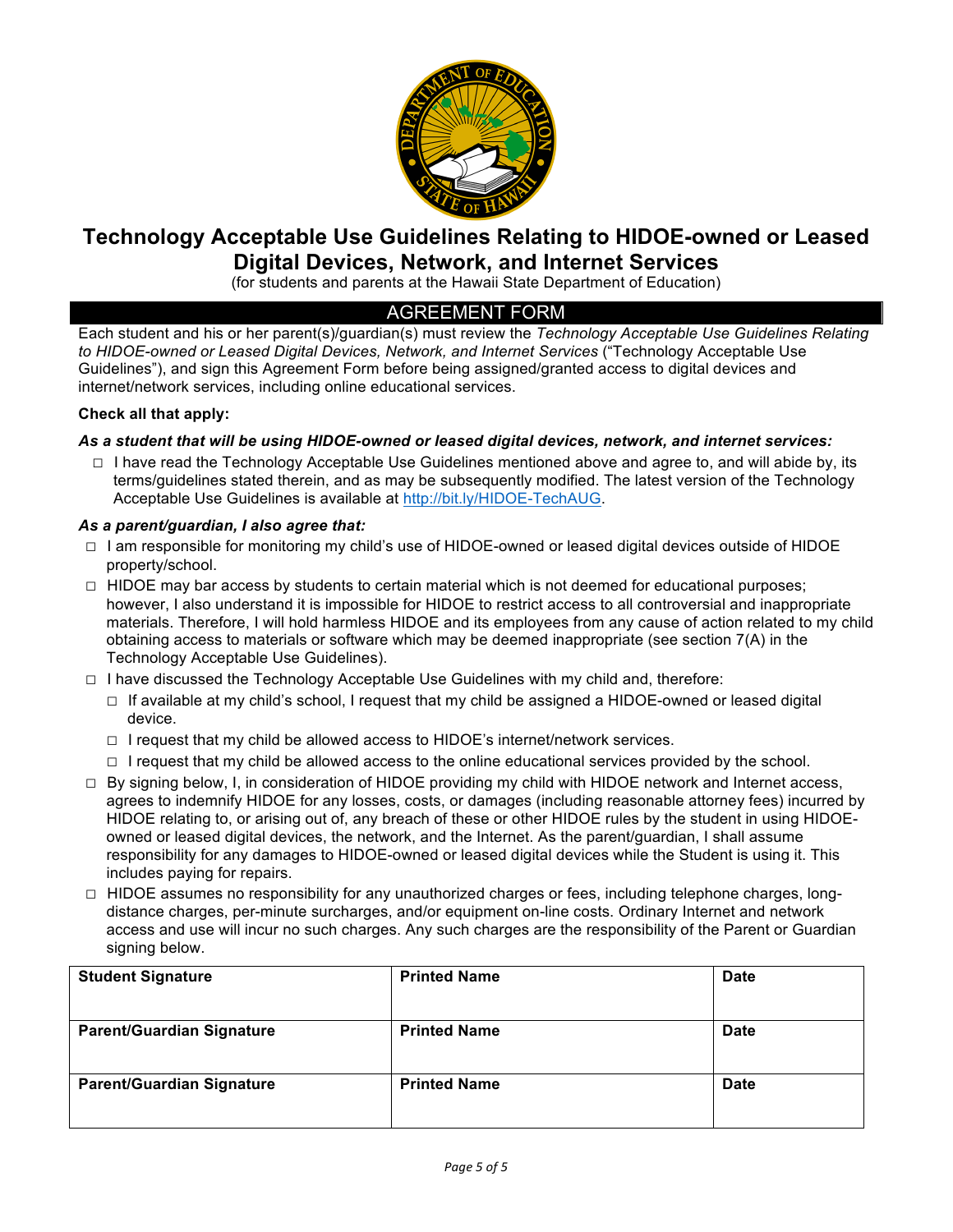# Technology Acceptable Use Guidelines Relating to HIDOE-owned or Leased Digital Devices, Network, and Internet Services

(for students and parents at the Hawaii State Department of Education)

## AGREEMENT FORM

Each student and his or her parent(s)/guardian(s) must review the *Technology Acceptable Use Guidelines Relating to HIDOE-owned or Leased Digital Devices, Network, and Internet Services* ("Technology Acceptable Use Guidelines"), and sign this Agreement Form before being assigned/granted access to digital devices and internet/network services, including online educational services.

**Check all that apply:**

***As a student that will be using HIDOE-owned or leased digital devices, network, and internet services:***

- □ I have read the Technology Acceptable Use Guidelines mentioned above and agree to, and will abide by, its terms/guidelines stated therein, and as may be subsequently modified. The latest version of the Technology Acceptable Use Guidelines is available at [http://bit.ly/HIDOE-TechAUG](http://bit.ly/HIDOE-TechAUG).

***As a parent/guardian, I also agree that:***

- □ I am responsible for monitoring my child's use of HIDOE-owned or leased digital devices outside of HIDOE property/school.
- □ HIDOE may bar access by students to certain material which is not deemed for educational purposes; however, I also understand it is impossible for HIDOE to restrict access to all controversial and inappropriate materials. Therefore, I will hold harmless HIDOE and its employees from any cause of action related to my child obtaining access to materials or software which may be deemed inappropriate (see section 7(A) in the Technology Acceptable Use Guidelines).
- □ I have discussed the Technology Acceptable Use Guidelines with my child and, therefore:
  - □ If available at my child's school, I request that my child be assigned a HIDOE-owned or leased digital device.
  - □ I request that my child be allowed access to HIDOE's internet/network services.
  - □ I request that my child be allowed access to the online educational services provided by the school.
- □ By signing below, I, in consideration of HIDOE providing my child with HIDOE network and Internet access, agrees to indemnify HIDOE for any losses, costs, or damages (including reasonable attorney fees) incurred by HIDOE relating to, or arising out of, any breach of these or other HIDOE rules by the student in using HIDOE-owned or leased digital devices, the network, and the Internet. As the parent/guardian, I shall assume responsibility for any damages to HIDOE-owned or leased digital devices while the Student is using it. This includes paying for repairs.
- □ HIDOE assumes no responsibility for any unauthorized charges or fees, including telephone charges, long-distance charges, per-minute surcharges, and/or equipment on-line costs. Ordinary Internet and network access and use will incur no such charges. Any such charges are the responsibility of the Parent or Guardian signing below.

| | | |
|---|---|---|
| **Student Signature** | **Printed Name** | **Date** |
| **Parent/Guardian Signature** | **Printed Name** | **Date** |
| **Parent/Guardian Signature** | **Printed Name** | **Date** |